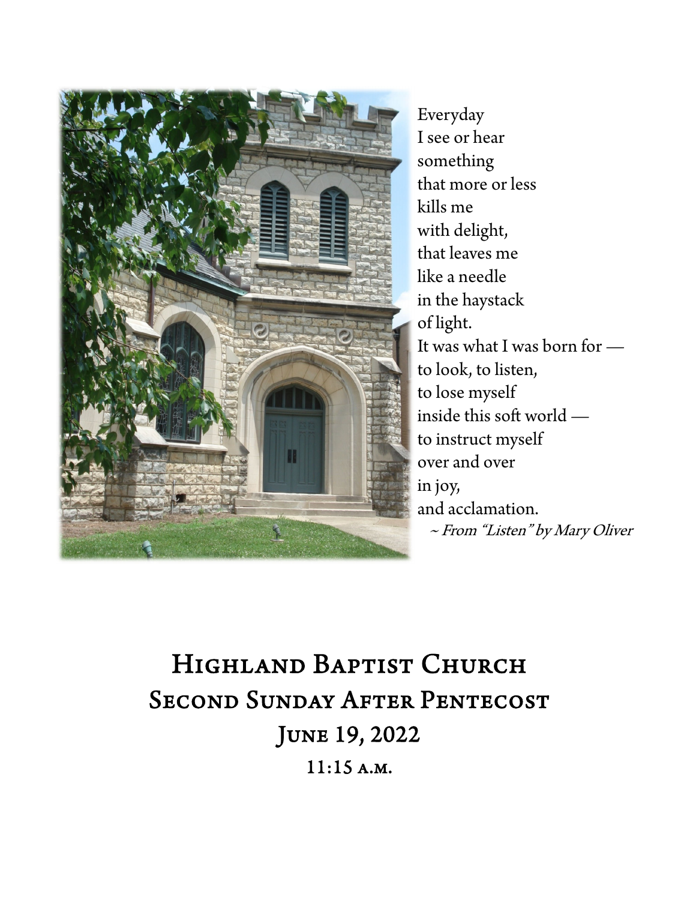Everyday
I see or hear
something
that more or less
kills me
with delight,
that leaves me
like a needle
in the haystack
of light.
It was what I was born for —
to look, to listen,
to lose myself
inside this soft world —
to instruct myself
over and over
in joy,
and acclamation.

*~ From "Listen" by Mary Oliver*

# Highland Baptist Church

## Second Sunday After Pentecost

## June 19, 2022

### 11:15 a.m.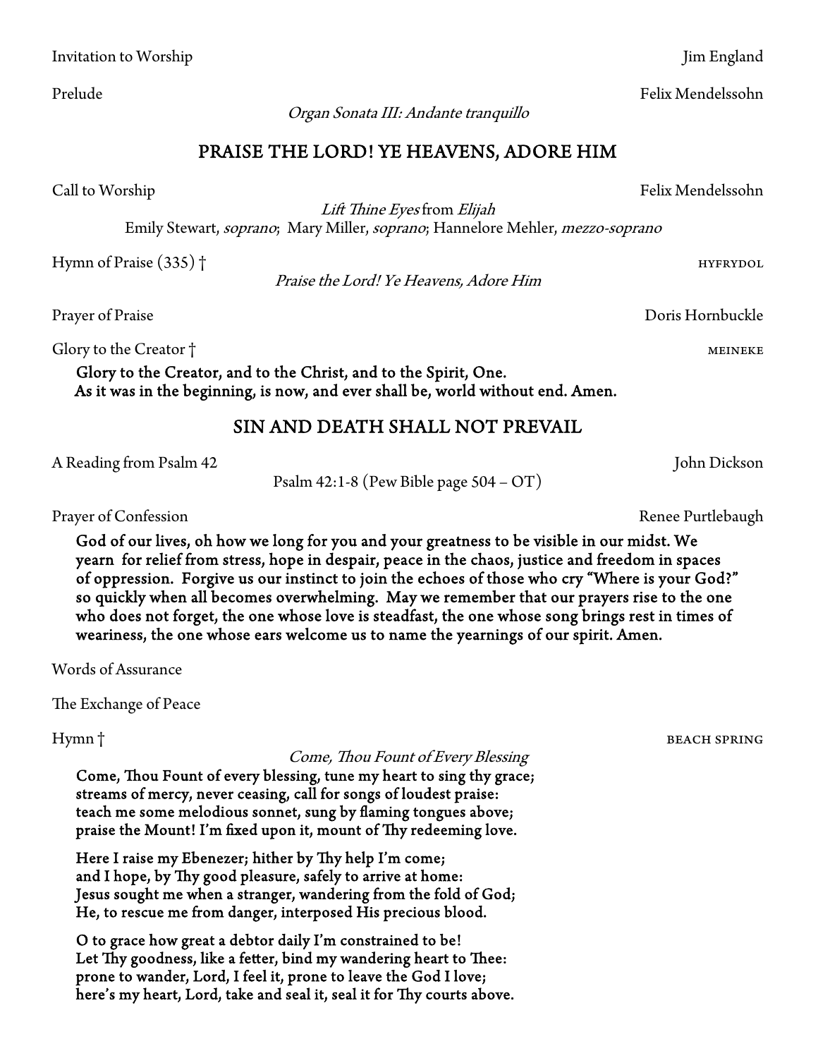Invitation to Worship — Jim England

Prelude — Felix Mendelssohn

*Organ Sonata III: Andante tranquillo*

## PRAISE THE LORD! YE HEAVENS, ADORE HIM

Call to Worship — Felix Mendelssohn

*Lift Thine Eyes* from *Elijah*

Emily Stewart, *soprano*; Mary Miller, *soprano*; Hannelore Mehler, *mezzo-soprano*

Hymn of Praise (335) † — HYFRYDOL

*Praise the Lord! Ye Heavens, Adore Him*

Prayer of Praise — Doris Hornbuckle

Glory to the Creator † — MEINEKE

**Glory to the Creator, and to the Christ, and to the Spirit, One.**
**As it was in the beginning, is now, and ever shall be, world without end. Amen.**

## SIN AND DEATH SHALL NOT PREVAIL

A Reading from Psalm 42 — John Dickson

Psalm 42:1-8 (Pew Bible page 504 – OT)

Prayer of Confession — Renee Purtlebaugh

**God of our lives, oh how we long for you and your greatness to be visible in our midst. We yearn for relief from stress, hope in despair, peace in the chaos, justice and freedom in spaces of oppression. Forgive us our instinct to join the echoes of those who cry "Where is your God?" so quickly when all becomes overwhelming. May we remember that our prayers rise to the one who does not forget, the one whose love is steadfast, the one whose song brings rest in times of weariness, the one whose ears welcome us to name the yearnings of our spirit. Amen.**

Words of Assurance

The Exchange of Peace

Hymn † — BEACH SPRING

*Come, Thou Fount of Every Blessing*

**Come, Thou Fount of every blessing, tune my heart to sing thy grace;**
**streams of mercy, never ceasing, call for songs of loudest praise:**
**teach me some melodious sonnet, sung by flaming tongues above;**
**praise the Mount! I'm fixed upon it, mount of Thy redeeming love.**

**Here I raise my Ebenezer; hither by Thy help I'm come;**
**and I hope, by Thy good pleasure, safely to arrive at home:**
**Jesus sought me when a stranger, wandering from the fold of God;**
**He, to rescue me from danger, interposed His precious blood.**

**O to grace how great a debtor daily I'm constrained to be!**
**Let Thy goodness, like a fetter, bind my wandering heart to Thee:**
**prone to wander, Lord, I feel it, prone to leave the God I love;**
**here's my heart, Lord, take and seal it, seal it for Thy courts above.**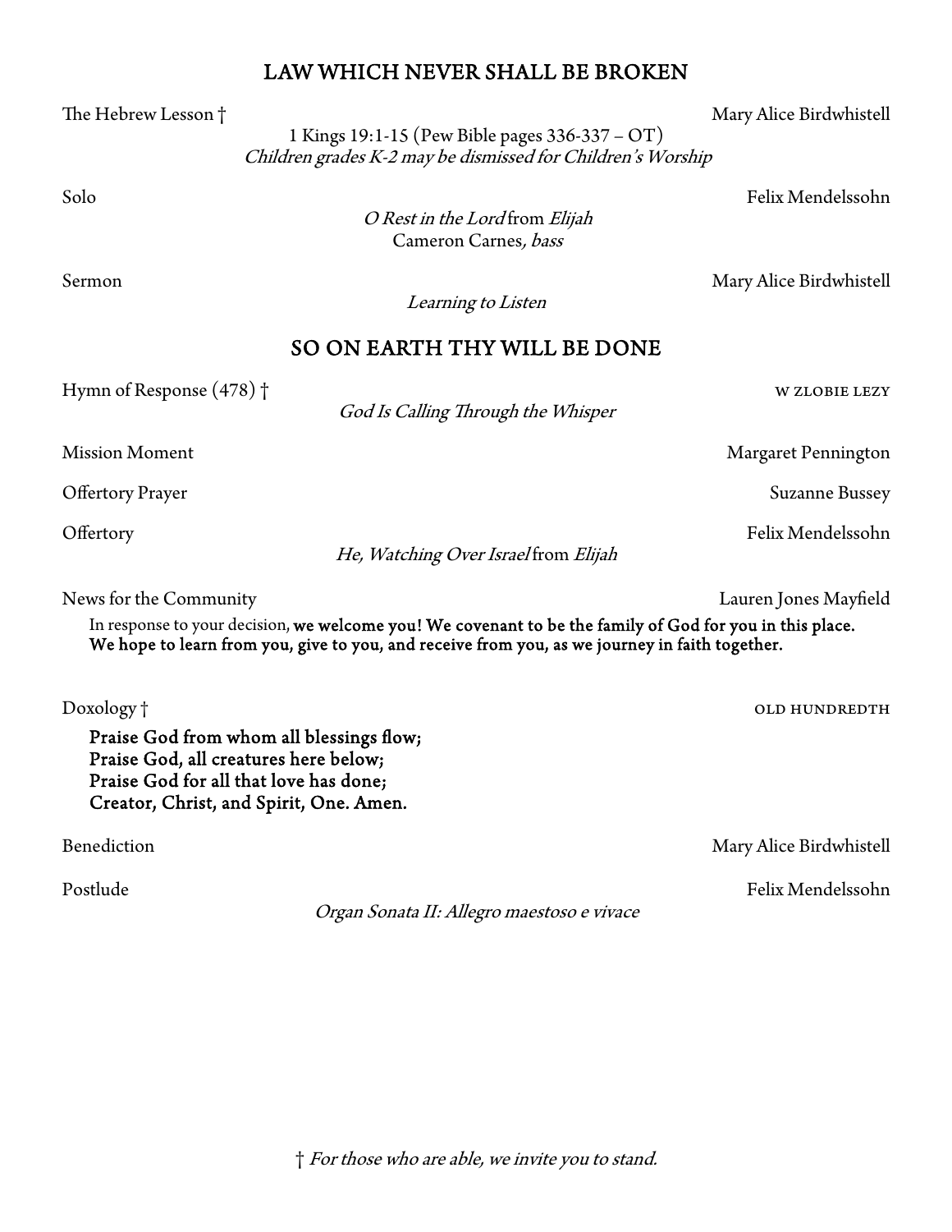## LAW WHICH NEVER SHALL BE BROKEN

The Hebrew Lesson † — Mary Alice Birdwhistell

1 Kings 19:1-15 (Pew Bible pages 336-337 – OT)
*Children grades K-2 may be dismissed for Children's Worship*

Solo — Felix Mendelssohn

*O Rest in the Lord* from *Elijah*
Cameron Carnes, *bass*

Sermon — Mary Alice Birdwhistell

*Learning to Listen*

## SO ON EARTH THY WILL BE DONE

Hymn of Response (478) † — W ZLOBIE LEZY

*God Is Calling Through the Whisper*

Mission Moment — Margaret Pennington

Offertory Prayer — Suzanne Bussey

Offertory — Felix Mendelssohn

*He, Watching Over Israel* from *Elijah*

News for the Community — Lauren Jones Mayfield

In response to your decision, **we welcome you! We covenant to be the family of God for you in this place. We hope to learn from you, give to you, and receive from you, as we journey in faith together.**

Doxology † — OLD HUNDREDTH

**Praise God from whom all blessings flow;**
**Praise God, all creatures here below;**
**Praise God for all that love has done;**
**Creator, Christ, and Spirit, One. Amen.**

Benediction — Mary Alice Birdwhistell

Postlude — Felix Mendelssohn

*Organ Sonata II: Allegro maestoso e vivace*

† *For those who are able, we invite you to stand.*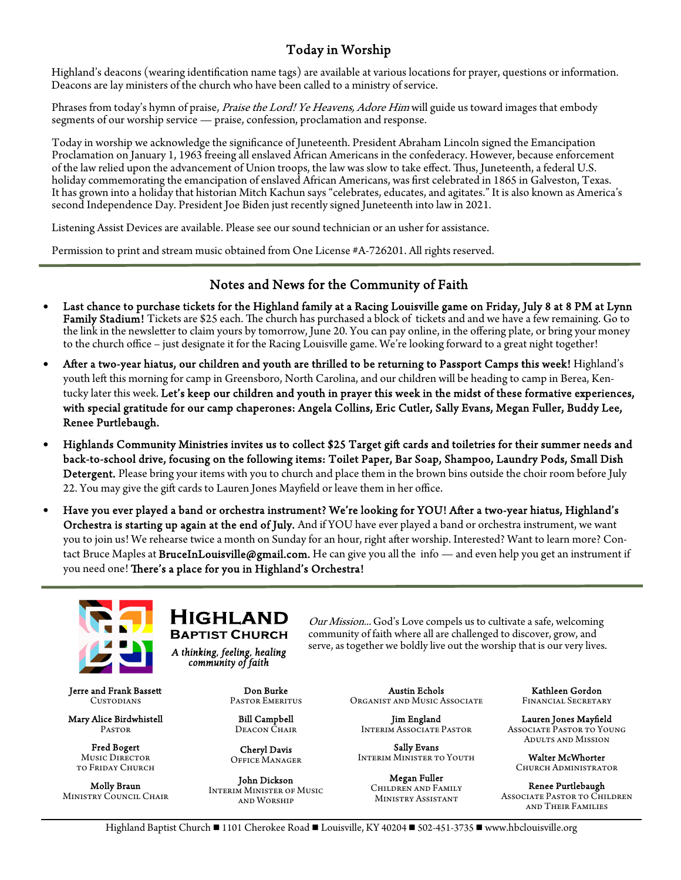## Today in Worship

Highland's deacons (wearing identification name tags) are available at various locations for prayer, questions or information. Deacons are lay ministers of the church who have been called to a ministry of service.

Phrases from today's hymn of praise, *Praise the Lord! Ye Heavens, Adore Him* will guide us toward images that embody segments of our worship service — praise, confession, proclamation and response.

Today in worship we acknowledge the significance of Juneteenth. President Abraham Lincoln signed the Emancipation Proclamation on January 1, 1963 freeing all enslaved African Americans in the confederacy. However, because enforcement of the law relied upon the advancement of Union troops, the law was slow to take effect. Thus, Juneteenth, a federal U.S. holiday commemorating the emancipation of enslaved African Americans, was first celebrated in 1865 in Galveston, Texas. It has grown into a holiday that historian Mitch Kachun says "celebrates, educates, and agitates." It is also known as America's second Independence Day. President Joe Biden just recently signed Juneteenth into law in 2021.

Listening Assist Devices are available. Please see our sound technician or an usher for assistance.

Permission to print and stream music obtained from One License #A-726201. All rights reserved.

## Notes and News for the Community of Faith

- **Last chance to purchase tickets for the Highland family at a Racing Louisville game on Friday, July 8 at 8 PM at Lynn Family Stadium!** Tickets are $25 each. The church has purchased a block of tickets and and we have a few remaining. Go to the link in the newsletter to claim yours by tomorrow, June 20. You can pay online, in the offering plate, or bring your money to the church office – just designate it for the Racing Louisville game. We're looking forward to a great night together!
- **After a two-year hiatus, our children and youth are thrilled to be returning to Passport Camps this week!** Highland's youth left this morning for camp in Greensboro, North Carolina, and our children will be heading to camp in Berea, Kentucky later this week. **Let's keep our children and youth in prayer this week in the midst of these formative experiences, with special gratitude for our camp chaperones: Angela Collins, Eric Cutler, Sally Evans, Megan Fuller, Buddy Lee, Renee Purtlebaugh.**
- **Highlands Community Ministries invites us to collect $25 Target gift cards and toiletries for their summer needs and back-to-school drive, focusing on the following items: Toilet Paper, Bar Soap, Shampoo, Laundry Pods, Small Dish Detergent.** Please bring your items with you to church and place them in the brown bins outside the choir room before July 22. You may give the gift cards to Lauren Jones Mayfield or leave them in her office.
- **Have you ever played a band or orchestra instrument? We're looking for YOU! After a two-year hiatus, Highland's Orchestra is starting up again at the end of July.** And if YOU have ever played a band or orchestra instrument, we want you to join us! We rehearse twice a month on Sunday for an hour, right after worship. Interested? Want to learn more? Contact Bruce Maples at **BruceInLouisville@gmail.com.** He can give you all the info — and even help you get an instrument if you need one! **There's a place for you in Highland's Orchestra!**

**Highland Baptist Church**
*A thinking, feeling, healing community of faith*

*Our Mission...* God's Love compels us to cultivate a safe, welcoming community of faith where all are challenged to discover, grow, and serve, as together we boldly live out the worship that is our very lives.

**Jerre and Frank Bassett** — Custodians
**Mary Alice Birdwhistell** — Pastor
**Fred Bogert** — Music Director to Friday Church
**Molly Braun** — Ministry Council Chair
**Don Burke** — Pastor Emeritus
**Bill Campbell** — Deacon Chair
**Cheryl Davis** — Office Manager
**John Dickson** — Interim Minister of Music and Worship
**Austin Echols** — Organist and Music Associate
**Jim England** — Interim Associate Pastor
**Sally Evans** — Interim Minister to Youth
**Megan Fuller** — Children and Family Ministry Assistant
**Kathleen Gordon** — Financial Secretary
**Lauren Jones Mayfield** — Associate Pastor to Young Adults and Mission
**Walter McWhorter** — Church Administrator
**Renee Purtlebaugh** — Associate Pastor to Children and Their Families

Highland Baptist Church ■ 1101 Cherokee Road ■ Louisville, KY 40204 ■ 502-451-3735 ■ www.hbclouisville.org